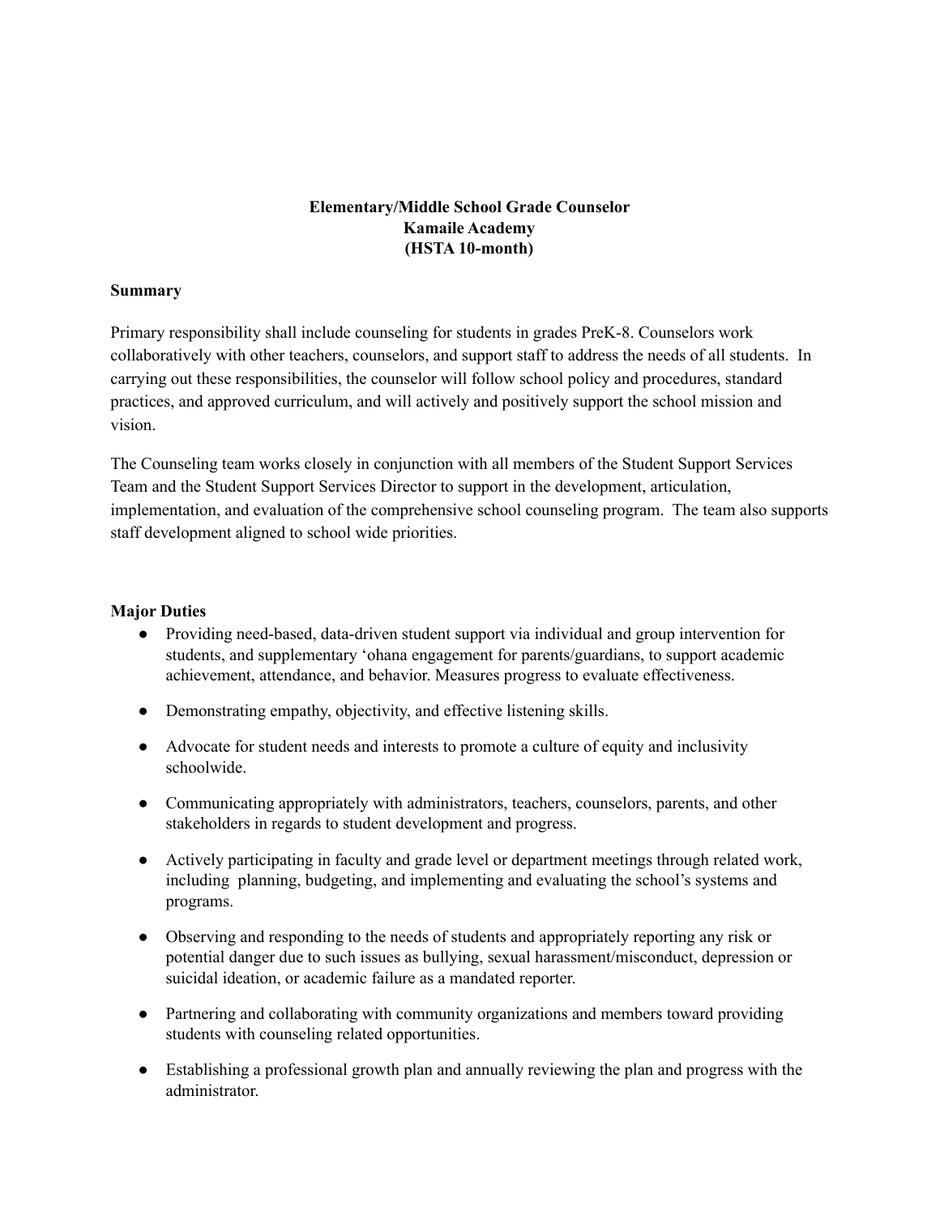**Elementary/Middle School Grade Counselor**
**Kamaile Academy**
**(HSTA 10-month)**

## Summary

Primary responsibility shall include counseling for students in grades PreK-8. Counselors work collaboratively with other teachers, counselors, and support staff to address the needs of all students. In carrying out these responsibilities, the counselor will follow school policy and procedures, standard practices, and approved curriculum, and will actively and positively support the school mission and vision.

The Counseling team works closely in conjunction with all members of the Student Support Services Team and the Student Support Services Director to support in the development, articulation, implementation, and evaluation of the comprehensive school counseling program. The team also supports staff development aligned to school wide priorities.

## Major Duties

- Providing need-based, data-driven student support via individual and group intervention for students, and supplementary ʻohana engagement for parents/guardians, to support academic achievement, attendance, and behavior. Measures progress to evaluate effectiveness.
- Demonstrating empathy, objectivity, and effective listening skills.
- Advocate for student needs and interests to promote a culture of equity and inclusivity schoolwide.
- Communicating appropriately with administrators, teachers, counselors, parents, and other stakeholders in regards to student development and progress.
- Actively participating in faculty and grade level or department meetings through related work, including planning, budgeting, and implementing and evaluating the school's systems and programs.
- Observing and responding to the needs of students and appropriately reporting any risk or potential danger due to such issues as bullying, sexual harassment/misconduct, depression or suicidal ideation, or academic failure as a mandated reporter.
- Partnering and collaborating with community organizations and members toward providing students with counseling related opportunities.
- Establishing a professional growth plan and annually reviewing the plan and progress with the administrator.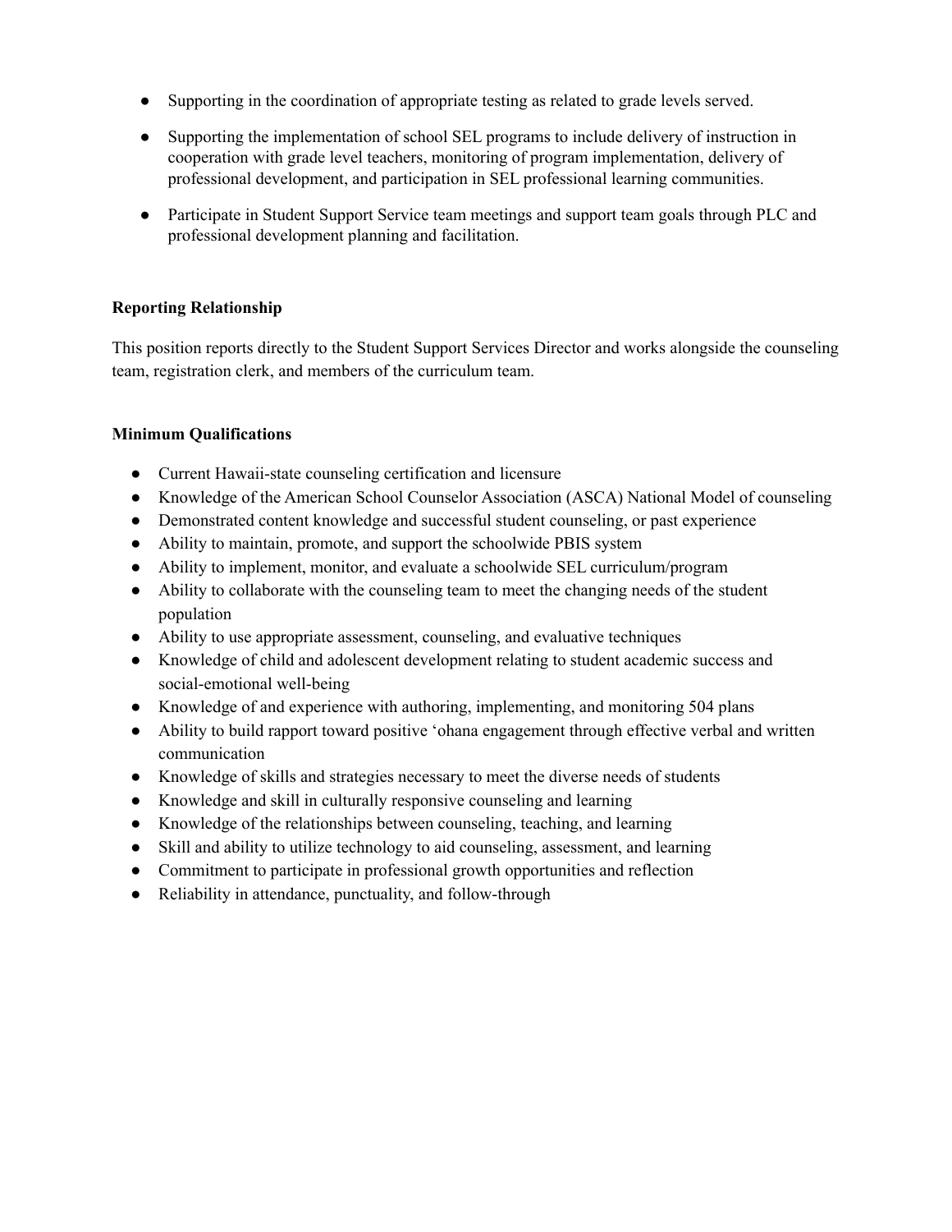- Supporting in the coordination of appropriate testing as related to grade levels served.
- Supporting the implementation of school SEL programs to include delivery of instruction in cooperation with grade level teachers, monitoring of program implementation, delivery of professional development, and participation in SEL professional learning communities.
- Participate in Student Support Service team meetings and support team goals through PLC and professional development planning and facilitation.

**Reporting Relationship**

This position reports directly to the Student Support Services Director and works alongside the counseling team, registration clerk, and members of the curriculum team.

**Minimum Qualifications**

- Current Hawaii-state counseling certification and licensure
- Knowledge of the American School Counselor Association (ASCA) National Model of counseling
- Demonstrated content knowledge and successful student counseling, or past experience
- Ability to maintain, promote, and support the schoolwide PBIS system
- Ability to implement, monitor, and evaluate a schoolwide SEL curriculum/program
- Ability to collaborate with the counseling team to meet the changing needs of the student population
- Ability to use appropriate assessment, counseling, and evaluative techniques
- Knowledge of child and adolescent development relating to student academic success and social-emotional well-being
- Knowledge of and experience with authoring, implementing, and monitoring 504 plans
- Ability to build rapport toward positive ʻohana engagement through effective verbal and written communication
- Knowledge of skills and strategies necessary to meet the diverse needs of students
- Knowledge and skill in culturally responsive counseling and learning
- Knowledge of the relationships between counseling, teaching, and learning
- Skill and ability to utilize technology to aid counseling, assessment, and learning
- Commitment to participate in professional growth opportunities and reflection
- Reliability in attendance, punctuality, and follow-through